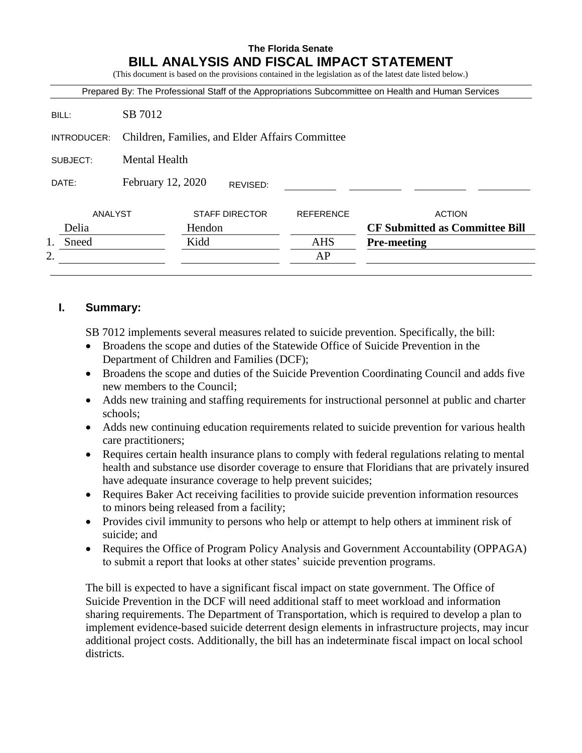**The Florida Senate**

# BILL ANALYSIS AND FISCAL IMPACT STATEMENT

(This document is based on the provisions contained in the legislation as of the latest date listed below.)

Prepared By: The Professional Staff of the Appropriations Subcommittee on Health and Human Services

| | |
|---|---|
| BILL: | SB 7012 |
| INTRODUCER: | Children, Families, and Elder Affairs Committee |
| SUBJECT: | Mental Health |
| DATE: | February 12, 2020 REVISED: |

| | ANALYST | STAFF DIRECTOR | REFERENCE | ACTION |
|---|---|---|---|---|
| | Delia | Hendon | | **CF Submitted as Committee Bill** |
| 1. | Sneed | Kidd | AHS | **Pre-meeting** |
| 2. | | | AP | |

## I. Summary:

SB 7012 implements several measures related to suicide prevention. Specifically, the bill:

- Broadens the scope and duties of the Statewide Office of Suicide Prevention in the Department of Children and Families (DCF);
- Broadens the scope and duties of the Suicide Prevention Coordinating Council and adds five new members to the Council;
- Adds new training and staffing requirements for instructional personnel at public and charter schools;
- Adds new continuing education requirements related to suicide prevention for various health care practitioners;
- Requires certain health insurance plans to comply with federal regulations relating to mental health and substance use disorder coverage to ensure that Floridians that are privately insured have adequate insurance coverage to help prevent suicides;
- Requires Baker Act receiving facilities to provide suicide prevention information resources to minors being released from a facility;
- Provides civil immunity to persons who help or attempt to help others at imminent risk of suicide; and
- Requires the Office of Program Policy Analysis and Government Accountability (OPPAGA) to submit a report that looks at other states' suicide prevention programs.

The bill is expected to have a significant fiscal impact on state government. The Office of Suicide Prevention in the DCF will need additional staff to meet workload and information sharing requirements. The Department of Transportation, which is required to develop a plan to implement evidence-based suicide deterrent design elements in infrastructure projects, may incur additional project costs. Additionally, the bill has an indeterminate fiscal impact on local school districts.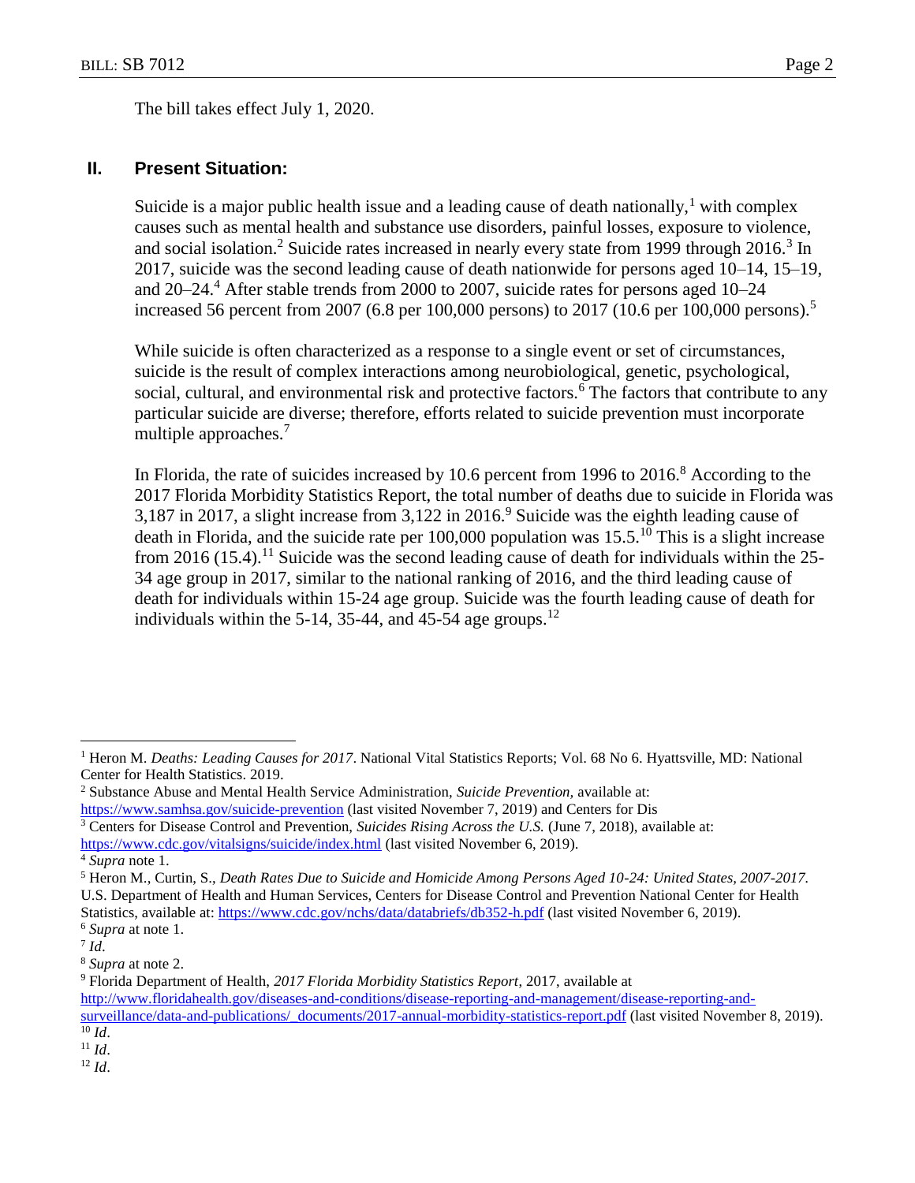The bill takes effect July 1, 2020.

## II. Present Situation:

Suicide is a major public health issue and a leading cause of death nationally,[1] with complex causes such as mental health and substance use disorders, painful losses, exposure to violence, and social isolation.[2] Suicide rates increased in nearly every state from 1999 through 2016.[3] In 2017, suicide was the second leading cause of death nationwide for persons aged 10–14, 15–19, and 20–24.[4] After stable trends from 2000 to 2007, suicide rates for persons aged 10–24 increased 56 percent from 2007 (6.8 per 100,000 persons) to 2017 (10.6 per 100,000 persons).[5]

While suicide is often characterized as a response to a single event or set of circumstances, suicide is the result of complex interactions among neurobiological, genetic, psychological, social, cultural, and environmental risk and protective factors.[6] The factors that contribute to any particular suicide are diverse; therefore, efforts related to suicide prevention must incorporate multiple approaches.[7]

In Florida, the rate of suicides increased by 10.6 percent from 1996 to 2016.[8] According to the 2017 Florida Morbidity Statistics Report, the total number of deaths due to suicide in Florida was 3,187 in 2017, a slight increase from 3,122 in 2016.[9] Suicide was the eighth leading cause of death in Florida, and the suicide rate per 100,000 population was 15.5.[10] This is a slight increase from 2016 (15.4).[11] Suicide was the second leading cause of death for individuals within the 25-34 age group in 2017, similar to the national ranking of 2016, and the third leading cause of death for individuals within 15-24 age group. Suicide was the fourth leading cause of death for individuals within the 5-14, 35-44, and 45-54 age groups.[12]

---

[1] Heron M. *Deaths: Leading Causes for 2017*. National Vital Statistics Reports; Vol. 68 No 6. Hyattsville, MD: National Center for Health Statistics. 2019.

[2] Substance Abuse and Mental Health Service Administration, *Suicide Prevention,* available at: https://www.samhsa.gov/suicide-prevention (last visited November 7, 2019) and Centers for Dis

[3] Centers for Disease Control and Prevention, *Suicides Rising Across the U.S.* (June 7, 2018), available at: https://www.cdc.gov/vitalsigns/suicide/index.html (last visited November 6, 2019).

[4] *Supra* note 1.

[5] Heron M., Curtin, S., *Death Rates Due to Suicide and Homicide Among Persons Aged 10-24: United States, 2007-2017.* U.S. Department of Health and Human Services, Centers for Disease Control and Prevention National Center for Health Statistics, available at: https://www.cdc.gov/nchs/data/databriefs/db352-h.pdf (last visited November 6, 2019).

[6] *Supra* at note 1.

[7] *Id*.

[8] *Supra* at note 2.

[9] Florida Department of Health, *2017 Florida Morbidity Statistics Report*, 2017, available at http://www.floridahealth.gov/diseases-and-conditions/disease-reporting-and-management/disease-reporting-and-surveillance/data-and-publications/_documents/2017-annual-morbidity-statistics-report.pdf (last visited November 8, 2019).

[10] *Id*.

[11] *Id*.

[12] *Id*.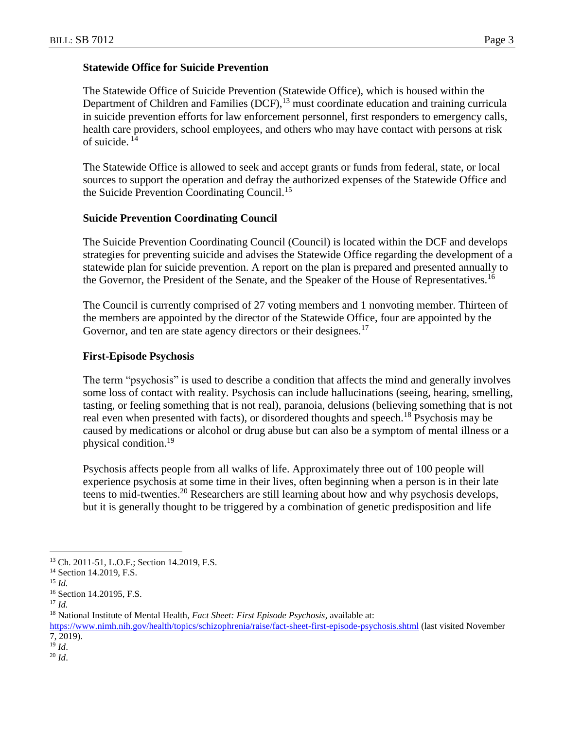### Statewide Office for Suicide Prevention

The Statewide Office of Suicide Prevention (Statewide Office), which is housed within the Department of Children and Families (DCF),[13] must coordinate education and training curricula in suicide prevention efforts for law enforcement personnel, first responders to emergency calls, health care providers, school employees, and others who may have contact with persons at risk of suicide.[14]

The Statewide Office is allowed to seek and accept grants or funds from federal, state, or local sources to support the operation and defray the authorized expenses of the Statewide Office and the Suicide Prevention Coordinating Council.[15]

### Suicide Prevention Coordinating Council

The Suicide Prevention Coordinating Council (Council) is located within the DCF and develops strategies for preventing suicide and advises the Statewide Office regarding the development of a statewide plan for suicide prevention. A report on the plan is prepared and presented annually to the Governor, the President of the Senate, and the Speaker of the House of Representatives.[16]

The Council is currently comprised of 27 voting members and 1 nonvoting member. Thirteen of the members are appointed by the director of the Statewide Office, four are appointed by the Governor, and ten are state agency directors or their designees.[17]

### First-Episode Psychosis

The term "psychosis" is used to describe a condition that affects the mind and generally involves some loss of contact with reality. Psychosis can include hallucinations (seeing, hearing, smelling, tasting, or feeling something that is not real), paranoia, delusions (believing something that is not real even when presented with facts), or disordered thoughts and speech.[18] Psychosis may be caused by medications or alcohol or drug abuse but can also be a symptom of mental illness or a physical condition.[19]

Psychosis affects people from all walks of life. Approximately three out of 100 people will experience psychosis at some time in their lives, often beginning when a person is in their late teens to mid-twenties.[20] Researchers are still learning about how and why psychosis develops, but it is generally thought to be triggered by a combination of genetic predisposition and life

---

[13] Ch. 2011-51, L.O.F.; Section 14.2019, F.S.

[14] Section 14.2019, F.S.

[15] *Id.*

[16] Section 14.20195, F.S.

[17] *Id.*

[18] National Institute of Mental Health, *Fact Sheet: First Episode Psychosis*, available at: https://www.nimh.nih.gov/health/topics/schizophrenia/raise/fact-sheet-first-episode-psychosis.shtml (last visited November 7, 2019).

[19] *Id*.

[20] *Id*.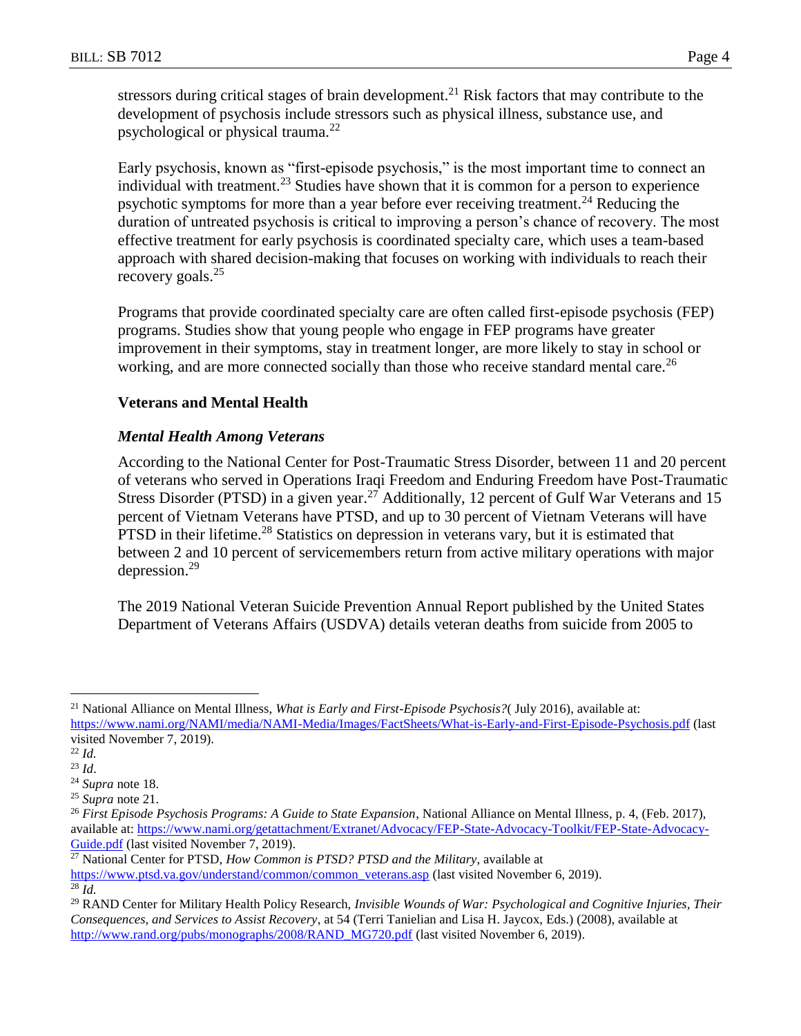stressors during critical stages of brain development.[21] Risk factors that may contribute to the development of psychosis include stressors such as physical illness, substance use, and psychological or physical trauma.[22]

Early psychosis, known as "first-episode psychosis," is the most important time to connect an individual with treatment.[23] Studies have shown that it is common for a person to experience psychotic symptoms for more than a year before ever receiving treatment.[24] Reducing the duration of untreated psychosis is critical to improving a person's chance of recovery. The most effective treatment for early psychosis is coordinated specialty care, which uses a team-based approach with shared decision-making that focuses on working with individuals to reach their recovery goals.[25]

Programs that provide coordinated specialty care are often called first-episode psychosis (FEP) programs. Studies show that young people who engage in FEP programs have greater improvement in their symptoms, stay in treatment longer, are more likely to stay in school or working, and are more connected socially than those who receive standard mental care.[26]

### Veterans and Mental Health

#### *Mental Health Among Veterans*

According to the National Center for Post-Traumatic Stress Disorder, between 11 and 20 percent of veterans who served in Operations Iraqi Freedom and Enduring Freedom have Post-Traumatic Stress Disorder (PTSD) in a given year.[27] Additionally, 12 percent of Gulf War Veterans and 15 percent of Vietnam Veterans have PTSD, and up to 30 percent of Vietnam Veterans will have PTSD in their lifetime.[28] Statistics on depression in veterans vary, but it is estimated that between 2 and 10 percent of servicemembers return from active military operations with major depression.[29]

The 2019 National Veteran Suicide Prevention Annual Report published by the United States Department of Veterans Affairs (USDVA) details veteran deaths from suicide from 2005 to

---

[21] National Alliance on Mental Illness, *What is Early and First-Episode Psychosis?*( July 2016), available at: https://www.nami.org/NAMI/media/NAMI-Media/Images/FactSheets/What-is-Early-and-First-Episode-Psychosis.pdf (last visited November 7, 2019).

[22] *Id.*

[23] *Id*.

[24] *Supra* note 18.

[25] *Supra* note 21.

[26] *First Episode Psychosis Programs: A Guide to State Expansion*, National Alliance on Mental Illness, p. 4, (Feb. 2017), available at: https://www.nami.org/getattachment/Extranet/Advocacy/FEP-State-Advocacy-Toolkit/FEP-State-Advocacy-Guide.pdf (last visited November 7, 2019).

[27] National Center for PTSD, *How Common is PTSD? PTSD and the Military,* available at https://www.ptsd.va.gov/understand/common/common_veterans.asp (last visited November 6, 2019).

[28] *Id.*

[29] RAND Center for Military Health Policy Research, *Invisible Wounds of War: Psychological and Cognitive Injuries, Their Consequences, and Services to Assist Recovery*, at 54 (Terri Tanielian and Lisa H. Jaycox, Eds.) (2008), available at http://www.rand.org/pubs/monographs/2008/RAND_MG720.pdf (last visited November 6, 2019).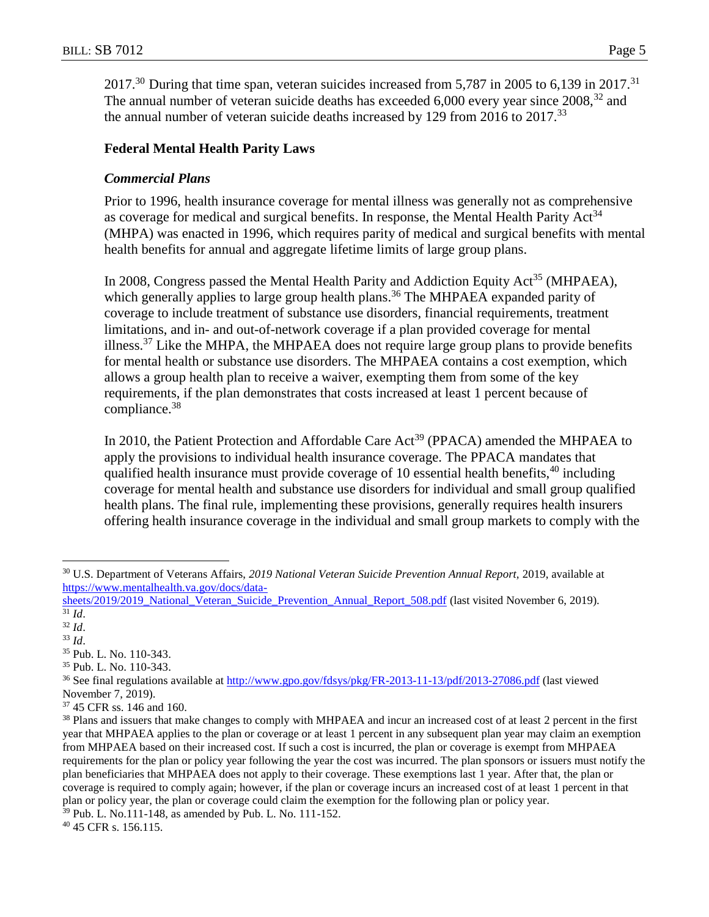2017.[30] During that time span, veteran suicides increased from 5,787 in 2005 to 6,139 in 2017.[31] The annual number of veteran suicide deaths has exceeded 6,000 every year since 2008,[32] and the annual number of veteran suicide deaths increased by 129 from 2016 to 2017.[33]

### Federal Mental Health Parity Laws

#### *Commercial Plans*

Prior to 1996, health insurance coverage for mental illness was generally not as comprehensive as coverage for medical and surgical benefits. In response, the Mental Health Parity Act[34] (MHPA) was enacted in 1996, which requires parity of medical and surgical benefits with mental health benefits for annual and aggregate lifetime limits of large group plans.

In 2008, Congress passed the Mental Health Parity and Addiction Equity Act[35] (MHPAEA), which generally applies to large group health plans.[36] The MHPAEA expanded parity of coverage to include treatment of substance use disorders, financial requirements, treatment limitations, and in- and out-of-network coverage if a plan provided coverage for mental illness.[37] Like the MHPA, the MHPAEA does not require large group plans to provide benefits for mental health or substance use disorders. The MHPAEA contains a cost exemption, which allows a group health plan to receive a waiver, exempting them from some of the key requirements, if the plan demonstrates that costs increased at least 1 percent because of compliance.[38]

In 2010, the Patient Protection and Affordable Care Act[39] (PPACA) amended the MHPAEA to apply the provisions to individual health insurance coverage. The PPACA mandates that qualified health insurance must provide coverage of 10 essential health benefits,[40] including coverage for mental health and substance use disorders for individual and small group qualified health plans. The final rule, implementing these provisions, generally requires health insurers offering health insurance coverage in the individual and small group markets to comply with the

---

[30] U.S. Department of Veterans Affairs, *2019 National Veteran Suicide Prevention Annual Report*, 2019, available at https://www.mentalhealth.va.gov/docs/data-sheets/2019/2019_National_Veteran_Suicide_Prevention_Annual_Report_508.pdf (last visited November 6, 2019).

[31] *Id*.

[32] *Id*.

[33] *Id*.

[35] Pub. L. No. 110-343.

[35] Pub. L. No. 110-343.

[36] See final regulations available at http://www.gpo.gov/fdsys/pkg/FR-2013-11-13/pdf/2013-27086.pdf (last viewed November 7, 2019).

[37] 45 CFR ss. 146 and 160.

[38] Plans and issuers that make changes to comply with MHPAEA and incur an increased cost of at least 2 percent in the first year that MHPAEA applies to the plan or coverage or at least 1 percent in any subsequent plan year may claim an exemption from MHPAEA based on their increased cost. If such a cost is incurred, the plan or coverage is exempt from MHPAEA requirements for the plan or policy year following the year the cost was incurred. The plan sponsors or issuers must notify the plan beneficiaries that MHPAEA does not apply to their coverage. These exemptions last 1 year. After that, the plan or coverage is required to comply again; however, if the plan or coverage incurs an increased cost of at least 1 percent in that plan or policy year, the plan or coverage could claim the exemption for the following plan or policy year.

[39] Pub. L. No.111-148, as amended by Pub. L. No. 111-152.

[40] 45 CFR s. 156.115.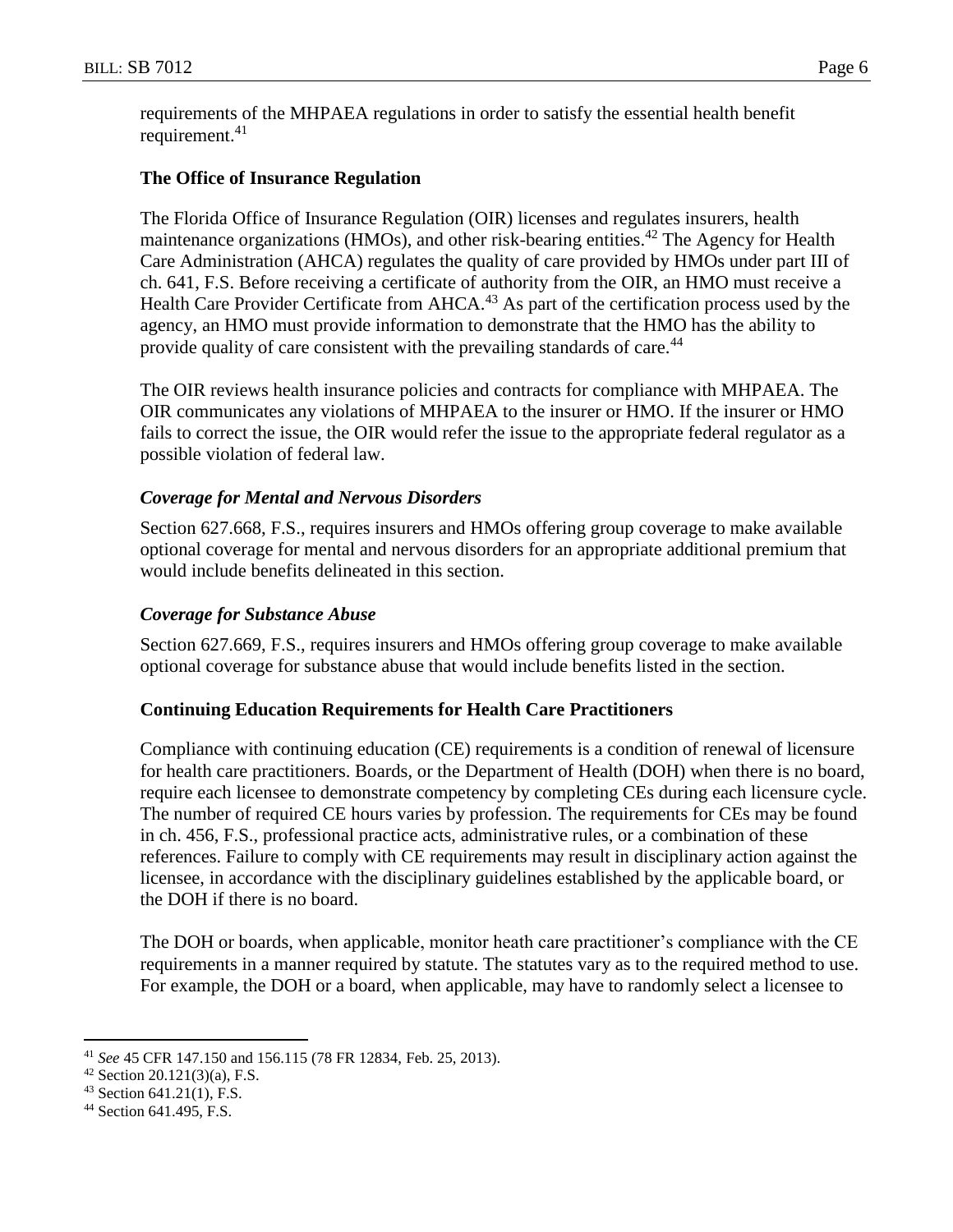requirements of the MHPAEA regulations in order to satisfy the essential health benefit requirement.[41]

### The Office of Insurance Regulation

The Florida Office of Insurance Regulation (OIR) licenses and regulates insurers, health maintenance organizations (HMOs), and other risk-bearing entities.[42] The Agency for Health Care Administration (AHCA) regulates the quality of care provided by HMOs under part III of ch. 641, F.S. Before receiving a certificate of authority from the OIR, an HMO must receive a Health Care Provider Certificate from AHCA.[43] As part of the certification process used by the agency, an HMO must provide information to demonstrate that the HMO has the ability to provide quality of care consistent with the prevailing standards of care.[44]

The OIR reviews health insurance policies and contracts for compliance with MHPAEA. The OIR communicates any violations of MHPAEA to the insurer or HMO. If the insurer or HMO fails to correct the issue, the OIR would refer the issue to the appropriate federal regulator as a possible violation of federal law.

#### *Coverage for Mental and Nervous Disorders*

Section 627.668, F.S., requires insurers and HMOs offering group coverage to make available optional coverage for mental and nervous disorders for an appropriate additional premium that would include benefits delineated in this section.

#### *Coverage for Substance Abuse*

Section 627.669, F.S., requires insurers and HMOs offering group coverage to make available optional coverage for substance abuse that would include benefits listed in the section.

### Continuing Education Requirements for Health Care Practitioners

Compliance with continuing education (CE) requirements is a condition of renewal of licensure for health care practitioners. Boards, or the Department of Health (DOH) when there is no board, require each licensee to demonstrate competency by completing CEs during each licensure cycle. The number of required CE hours varies by profession. The requirements for CEs may be found in ch. 456, F.S., professional practice acts, administrative rules, or a combination of these references. Failure to comply with CE requirements may result in disciplinary action against the licensee, in accordance with the disciplinary guidelines established by the applicable board, or the DOH if there is no board.

The DOH or boards, when applicable, monitor heath care practitioner's compliance with the CE requirements in a manner required by statute. The statutes vary as to the required method to use. For example, the DOH or a board, when applicable, may have to randomly select a licensee to

---

[41] *See* 45 CFR 147.150 and 156.115 (78 FR 12834, Feb. 25, 2013).

[42] Section 20.121(3)(a), F.S.

[43] Section 641.21(1), F.S.

[44] Section 641.495, F.S.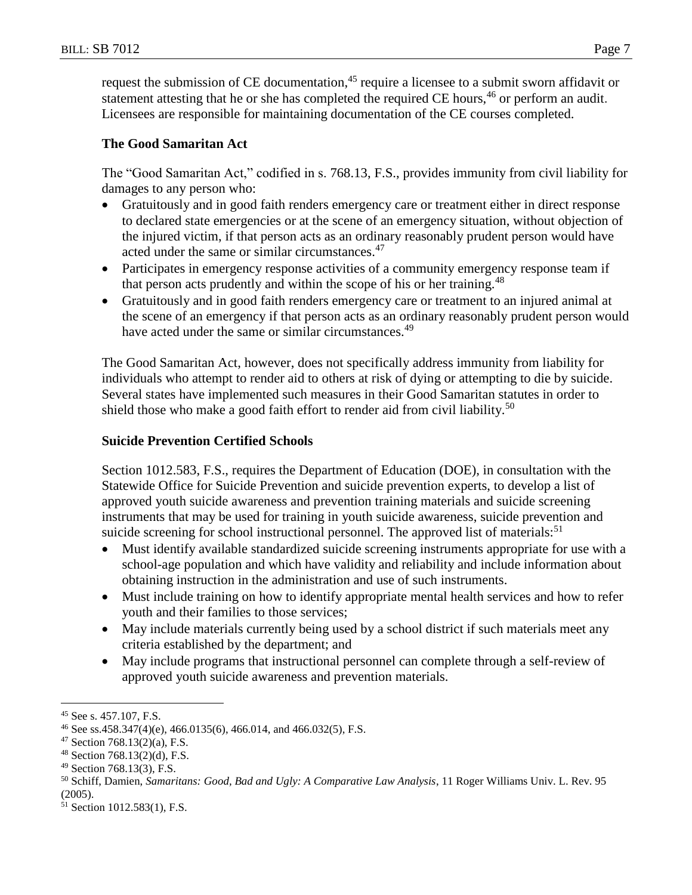request the submission of CE documentation,[45] require a licensee to a submit sworn affidavit or statement attesting that he or she has completed the required CE hours,[46] or perform an audit. Licensees are responsible for maintaining documentation of the CE courses completed.

**The Good Samaritan Act**

The "Good Samaritan Act," codified in s. 768.13, F.S., provides immunity from civil liability for damages to any person who:

- Gratuitously and in good faith renders emergency care or treatment either in direct response to declared state emergencies or at the scene of an emergency situation, without objection of the injured victim, if that person acts as an ordinary reasonably prudent person would have acted under the same or similar circumstances.[47]
- Participates in emergency response activities of a community emergency response team if that person acts prudently and within the scope of his or her training.[48]
- Gratuitously and in good faith renders emergency care or treatment to an injured animal at the scene of an emergency if that person acts as an ordinary reasonably prudent person would have acted under the same or similar circumstances.[49]

The Good Samaritan Act, however, does not specifically address immunity from liability for individuals who attempt to render aid to others at risk of dying or attempting to die by suicide. Several states have implemented such measures in their Good Samaritan statutes in order to shield those who make a good faith effort to render aid from civil liability.[50]

**Suicide Prevention Certified Schools**

Section 1012.583, F.S., requires the Department of Education (DOE), in consultation with the Statewide Office for Suicide Prevention and suicide prevention experts, to develop a list of approved youth suicide awareness and prevention training materials and suicide screening instruments that may be used for training in youth suicide awareness, suicide prevention and suicide screening for school instructional personnel. The approved list of materials:[51]

- Must identify available standardized suicide screening instruments appropriate for use with a school-age population and which have validity and reliability and include information about obtaining instruction in the administration and use of such instruments.
- Must include training on how to identify appropriate mental health services and how to refer youth and their families to those services;
- May include materials currently being used by a school district if such materials meet any criteria established by the department; and
- May include programs that instructional personnel can complete through a self-review of approved youth suicide awareness and prevention materials.

---

[45] See s. 457.107, F.S.

[46] See ss.458.347(4)(e), 466.0135(6), 466.014, and 466.032(5), F.S.

[47] Section 768.13(2)(a), F.S.

[48] Section 768.13(2)(d), F.S.

[49] Section 768.13(3), F.S.

[50] Schiff, Damien, *Samaritans: Good, Bad and Ugly: A Comparative Law Analysis*, 11 Roger Williams Univ. L. Rev. 95 (2005).

[51] Section 1012.583(1), F.S.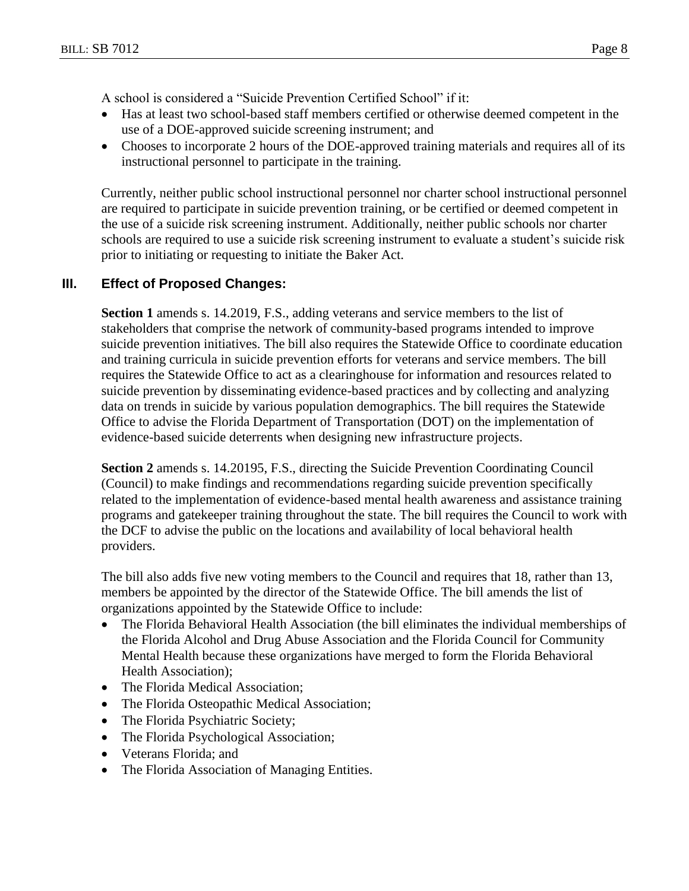A school is considered a "Suicide Prevention Certified School" if it:

- Has at least two school-based staff members certified or otherwise deemed competent in the use of a DOE-approved suicide screening instrument; and
- Chooses to incorporate 2 hours of the DOE-approved training materials and requires all of its instructional personnel to participate in the training.

Currently, neither public school instructional personnel nor charter school instructional personnel are required to participate in suicide prevention training, or be certified or deemed competent in the use of a suicide risk screening instrument. Additionally, neither public schools nor charter schools are required to use a suicide risk screening instrument to evaluate a student's suicide risk prior to initiating or requesting to initiate the Baker Act.

## III. Effect of Proposed Changes:

**Section 1** amends s. 14.2019, F.S., adding veterans and service members to the list of stakeholders that comprise the network of community-based programs intended to improve suicide prevention initiatives. The bill also requires the Statewide Office to coordinate education and training curricula in suicide prevention efforts for veterans and service members. The bill requires the Statewide Office to act as a clearinghouse for information and resources related to suicide prevention by disseminating evidence-based practices and by collecting and analyzing data on trends in suicide by various population demographics. The bill requires the Statewide Office to advise the Florida Department of Transportation (DOT) on the implementation of evidence-based suicide deterrents when designing new infrastructure projects.

**Section 2** amends s. 14.20195, F.S., directing the Suicide Prevention Coordinating Council (Council) to make findings and recommendations regarding suicide prevention specifically related to the implementation of evidence-based mental health awareness and assistance training programs and gatekeeper training throughout the state. The bill requires the Council to work with the DCF to advise the public on the locations and availability of local behavioral health providers.

The bill also adds five new voting members to the Council and requires that 18, rather than 13, members be appointed by the director of the Statewide Office. The bill amends the list of organizations appointed by the Statewide Office to include:

- The Florida Behavioral Health Association (the bill eliminates the individual memberships of the Florida Alcohol and Drug Abuse Association and the Florida Council for Community Mental Health because these organizations have merged to form the Florida Behavioral Health Association);
- The Florida Medical Association;
- The Florida Osteopathic Medical Association;
- The Florida Psychiatric Society;
- The Florida Psychological Association;
- Veterans Florida; and
- The Florida Association of Managing Entities.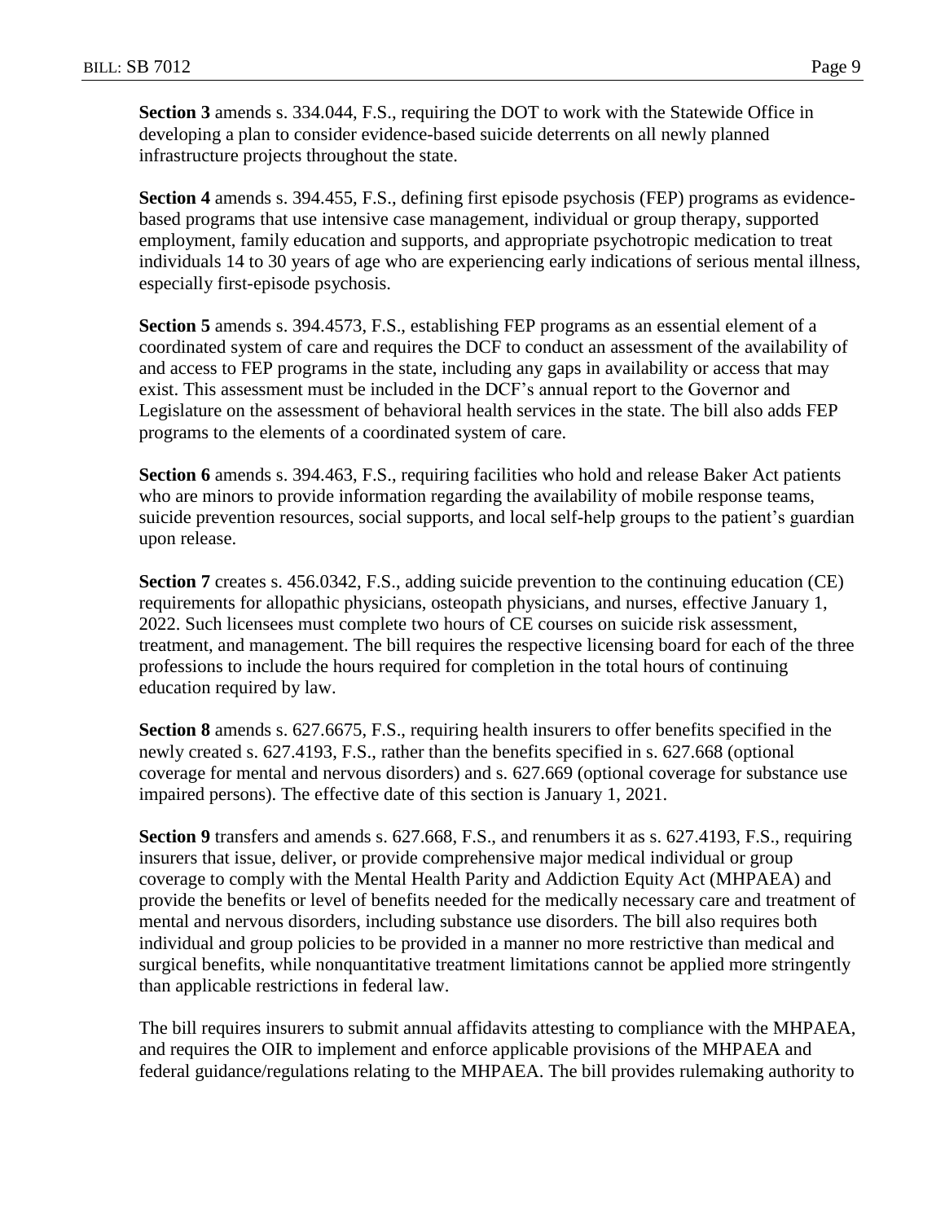**Section 3** amends s. 334.044, F.S., requiring the DOT to work with the Statewide Office in developing a plan to consider evidence-based suicide deterrents on all newly planned infrastructure projects throughout the state.

**Section 4** amends s. 394.455, F.S., defining first episode psychosis (FEP) programs as evidence-based programs that use intensive case management, individual or group therapy, supported employment, family education and supports, and appropriate psychotropic medication to treat individuals 14 to 30 years of age who are experiencing early indications of serious mental illness, especially first-episode psychosis.

**Section 5** amends s. 394.4573, F.S., establishing FEP programs as an essential element of a coordinated system of care and requires the DCF to conduct an assessment of the availability of and access to FEP programs in the state, including any gaps in availability or access that may exist. This assessment must be included in the DCF's annual report to the Governor and Legislature on the assessment of behavioral health services in the state. The bill also adds FEP programs to the elements of a coordinated system of care.

**Section 6** amends s. 394.463, F.S., requiring facilities who hold and release Baker Act patients who are minors to provide information regarding the availability of mobile response teams, suicide prevention resources, social supports, and local self-help groups to the patient's guardian upon release.

**Section 7** creates s. 456.0342, F.S., adding suicide prevention to the continuing education (CE) requirements for allopathic physicians, osteopath physicians, and nurses, effective January 1, 2022. Such licensees must complete two hours of CE courses on suicide risk assessment, treatment, and management. The bill requires the respective licensing board for each of the three professions to include the hours required for completion in the total hours of continuing education required by law.

**Section 8** amends s. 627.6675, F.S., requiring health insurers to offer benefits specified in the newly created s. 627.4193, F.S., rather than the benefits specified in s. 627.668 (optional coverage for mental and nervous disorders) and s. 627.669 (optional coverage for substance use impaired persons). The effective date of this section is January 1, 2021.

**Section 9** transfers and amends s. 627.668, F.S., and renumbers it as s. 627.4193, F.S., requiring insurers that issue, deliver, or provide comprehensive major medical individual or group coverage to comply with the Mental Health Parity and Addiction Equity Act (MHPAEA) and provide the benefits or level of benefits needed for the medically necessary care and treatment of mental and nervous disorders, including substance use disorders. The bill also requires both individual and group policies to be provided in a manner no more restrictive than medical and surgical benefits, while nonquantitative treatment limitations cannot be applied more stringently than applicable restrictions in federal law.

The bill requires insurers to submit annual affidavits attesting to compliance with the MHPAEA, and requires the OIR to implement and enforce applicable provisions of the MHPAEA and federal guidance/regulations relating to the MHPAEA. The bill provides rulemaking authority to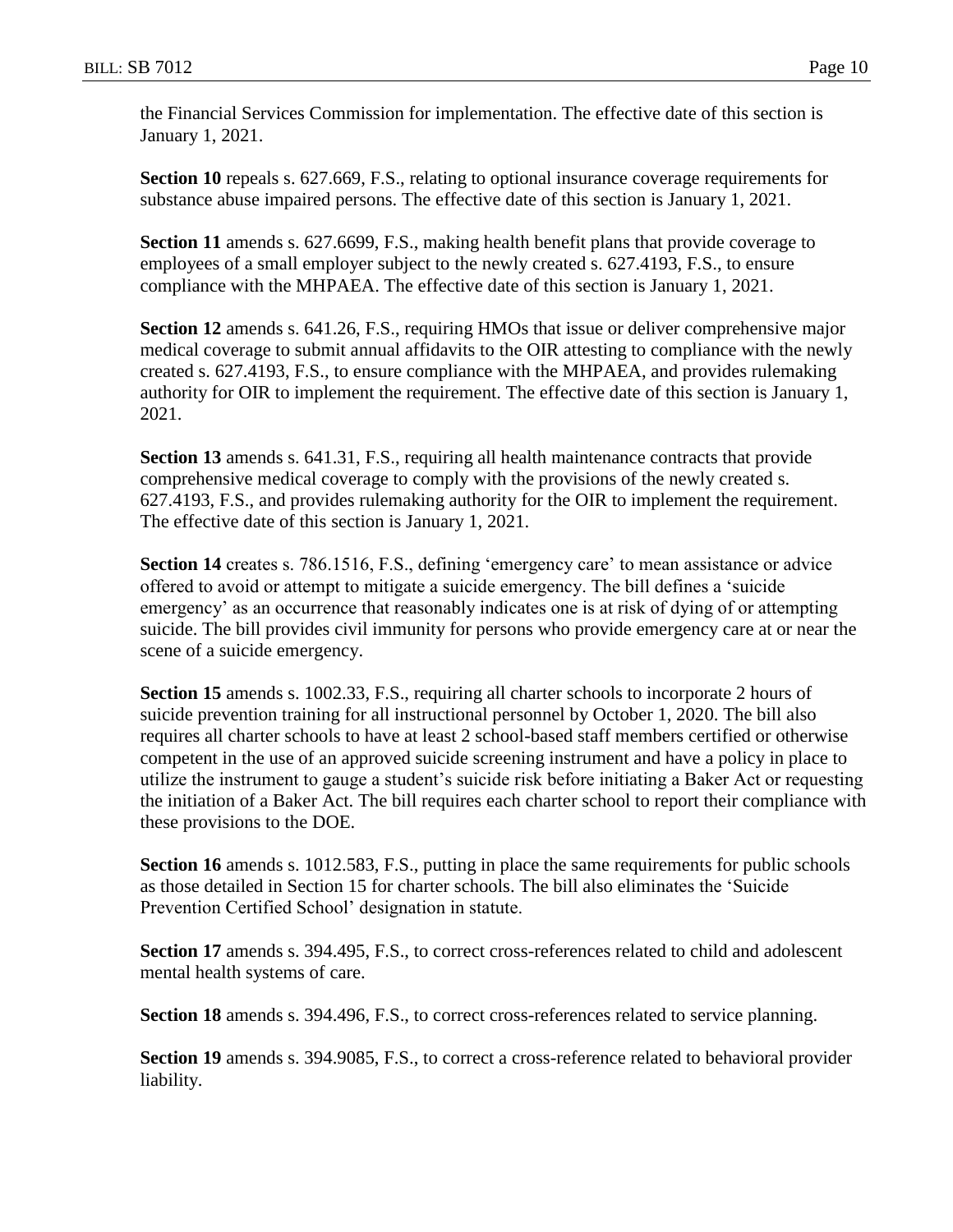the Financial Services Commission for implementation. The effective date of this section is January 1, 2021.

**Section 10** repeals s. 627.669, F.S., relating to optional insurance coverage requirements for substance abuse impaired persons. The effective date of this section is January 1, 2021.

**Section 11** amends s. 627.6699, F.S., making health benefit plans that provide coverage to employees of a small employer subject to the newly created s. 627.4193, F.S., to ensure compliance with the MHPAEA. The effective date of this section is January 1, 2021.

**Section 12** amends s. 641.26, F.S., requiring HMOs that issue or deliver comprehensive major medical coverage to submit annual affidavits to the OIR attesting to compliance with the newly created s. 627.4193, F.S., to ensure compliance with the MHPAEA, and provides rulemaking authority for OIR to implement the requirement. The effective date of this section is January 1, 2021.

**Section 13** amends s. 641.31, F.S., requiring all health maintenance contracts that provide comprehensive medical coverage to comply with the provisions of the newly created s. 627.4193, F.S., and provides rulemaking authority for the OIR to implement the requirement. The effective date of this section is January 1, 2021.

**Section 14** creates s. 786.1516, F.S., defining 'emergency care' to mean assistance or advice offered to avoid or attempt to mitigate a suicide emergency. The bill defines a 'suicide emergency' as an occurrence that reasonably indicates one is at risk of dying of or attempting suicide. The bill provides civil immunity for persons who provide emergency care at or near the scene of a suicide emergency.

**Section 15** amends s. 1002.33, F.S., requiring all charter schools to incorporate 2 hours of suicide prevention training for all instructional personnel by October 1, 2020. The bill also requires all charter schools to have at least 2 school-based staff members certified or otherwise competent in the use of an approved suicide screening instrument and have a policy in place to utilize the instrument to gauge a student's suicide risk before initiating a Baker Act or requesting the initiation of a Baker Act. The bill requires each charter school to report their compliance with these provisions to the DOE.

**Section 16** amends s. 1012.583, F.S., putting in place the same requirements for public schools as those detailed in Section 15 for charter schools. The bill also eliminates the 'Suicide Prevention Certified School' designation in statute.

**Section 17** amends s. 394.495, F.S., to correct cross-references related to child and adolescent mental health systems of care.

**Section 18** amends s. 394.496, F.S., to correct cross-references related to service planning.

**Section 19** amends s. 394.9085, F.S., to correct a cross-reference related to behavioral provider liability.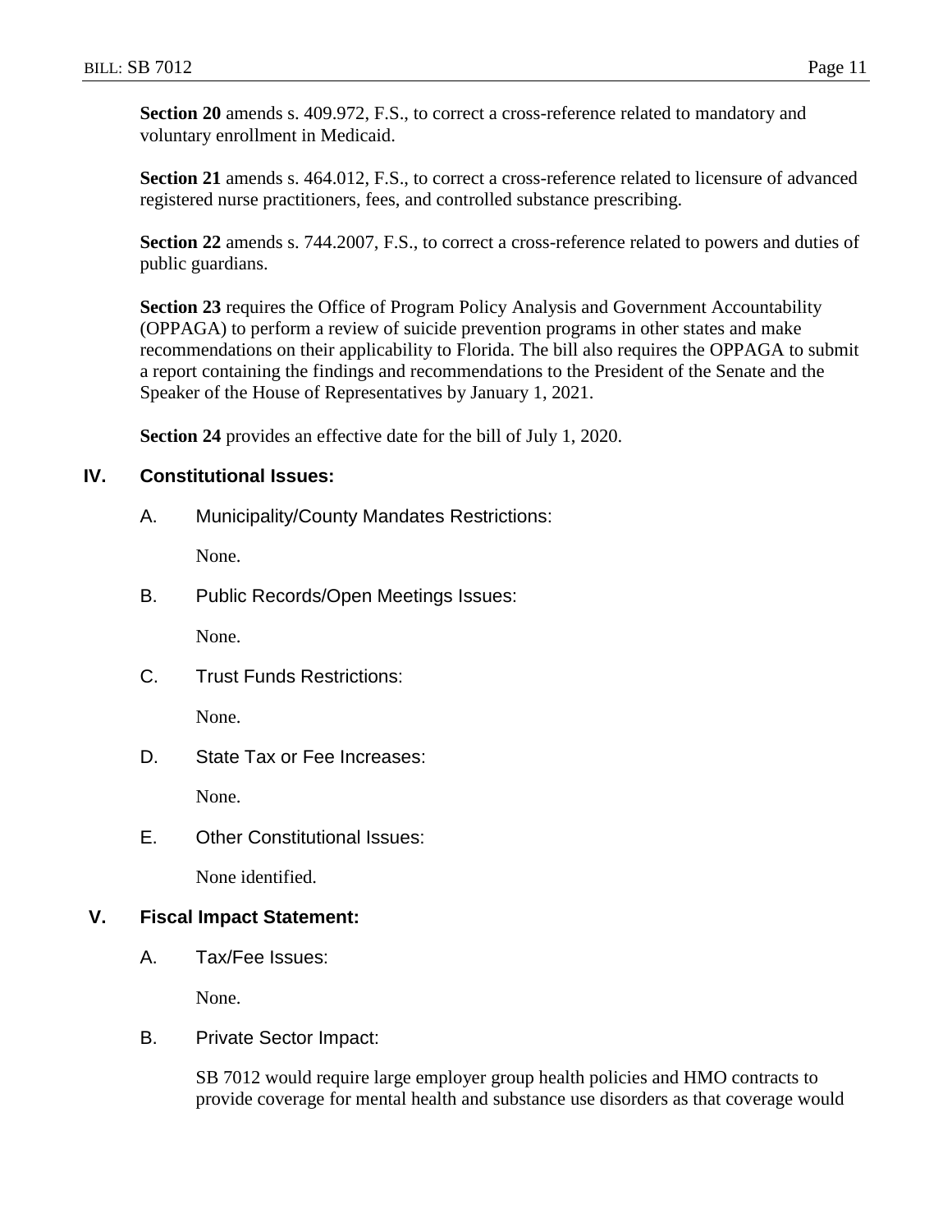**Section 20** amends s. 409.972, F.S., to correct a cross-reference related to mandatory and voluntary enrollment in Medicaid.

**Section 21** amends s. 464.012, F.S., to correct a cross-reference related to licensure of advanced registered nurse practitioners, fees, and controlled substance prescribing.

**Section 22** amends s. 744.2007, F.S., to correct a cross-reference related to powers and duties of public guardians.

**Section 23** requires the Office of Program Policy Analysis and Government Accountability (OPPAGA) to perform a review of suicide prevention programs in other states and make recommendations on their applicability to Florida. The bill also requires the OPPAGA to submit a report containing the findings and recommendations to the President of the Senate and the Speaker of the House of Representatives by January 1, 2021.

**Section 24** provides an effective date for the bill of July 1, 2020.

## IV. Constitutional Issues:

### A. Municipality/County Mandates Restrictions:

None.

### B. Public Records/Open Meetings Issues:

None.

### C. Trust Funds Restrictions:

None.

### D. State Tax or Fee Increases:

None.

### E. Other Constitutional Issues:

None identified.

## V. Fiscal Impact Statement:

### A. Tax/Fee Issues:

None.

### B. Private Sector Impact:

SB 7012 would require large employer group health policies and HMO contracts to provide coverage for mental health and substance use disorders as that coverage would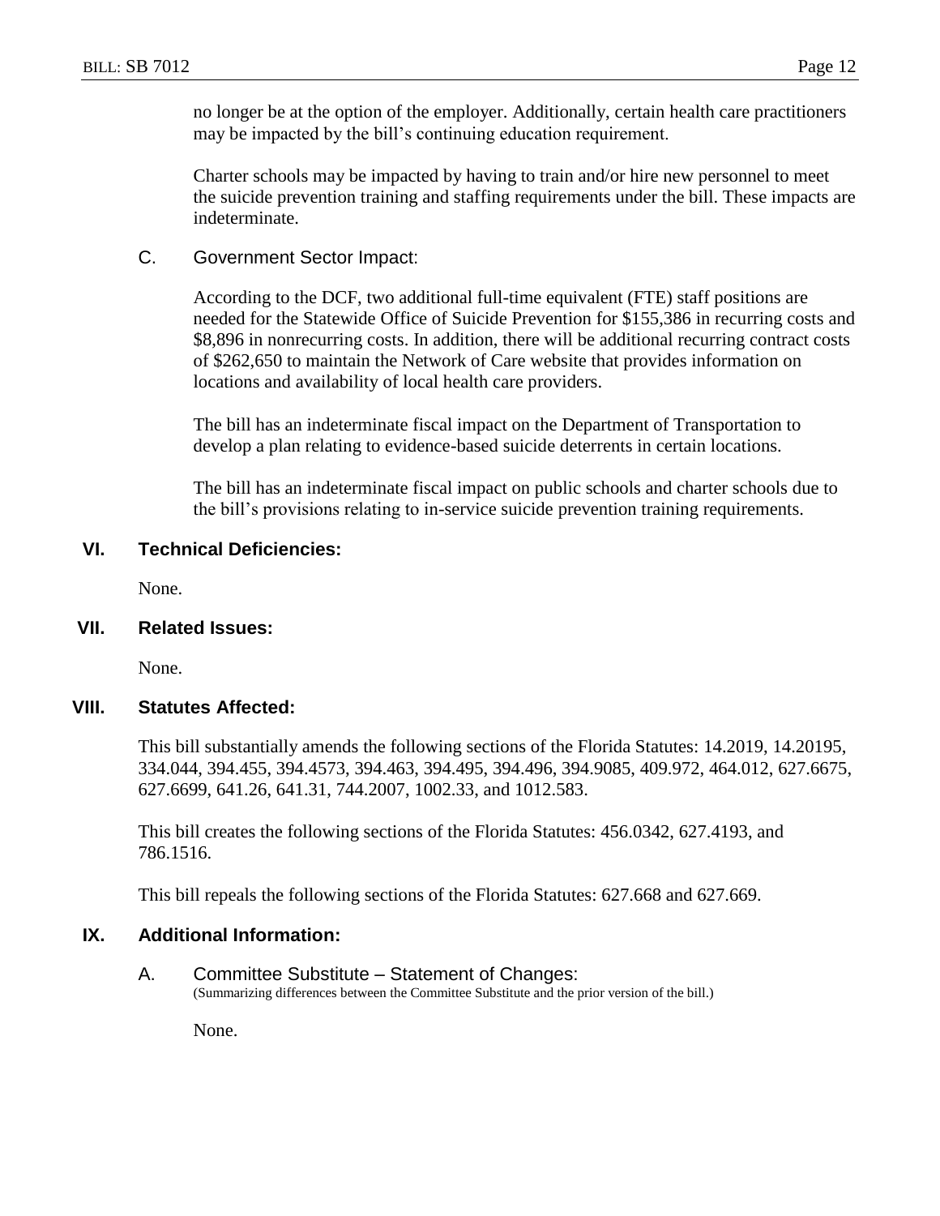no longer be at the option of the employer. Additionally, certain health care practitioners may be impacted by the bill's continuing education requirement.

Charter schools may be impacted by having to train and/or hire new personnel to meet the suicide prevention training and staffing requirements under the bill. These impacts are indeterminate.

### C. Government Sector Impact:

According to the DCF, two additional full-time equivalent (FTE) staff positions are needed for the Statewide Office of Suicide Prevention for $155,386 in recurring costs and $8,896 in nonrecurring costs. In addition, there will be additional recurring contract costs of $262,650 to maintain the Network of Care website that provides information on locations and availability of local health care providers.

The bill has an indeterminate fiscal impact on the Department of Transportation to develop a plan relating to evidence-based suicide deterrents in certain locations.

The bill has an indeterminate fiscal impact on public schools and charter schools due to the bill's provisions relating to in-service suicide prevention training requirements.

## VI. Technical Deficiencies:

None.

## VII. Related Issues:

None.

## VIII. Statutes Affected:

This bill substantially amends the following sections of the Florida Statutes: 14.2019, 14.20195, 334.044, 394.455, 394.4573, 394.463, 394.495, 394.496, 394.9085, 409.972, 464.012, 627.6675, 627.6699, 641.26, 641.31, 744.2007, 1002.33, and 1012.583.

This bill creates the following sections of the Florida Statutes: 456.0342, 627.4193, and 786.1516.

This bill repeals the following sections of the Florida Statutes: 627.668 and 627.669.

## IX. Additional Information:

### A. Committee Substitute – Statement of Changes:

(Summarizing differences between the Committee Substitute and the prior version of the bill.)

None.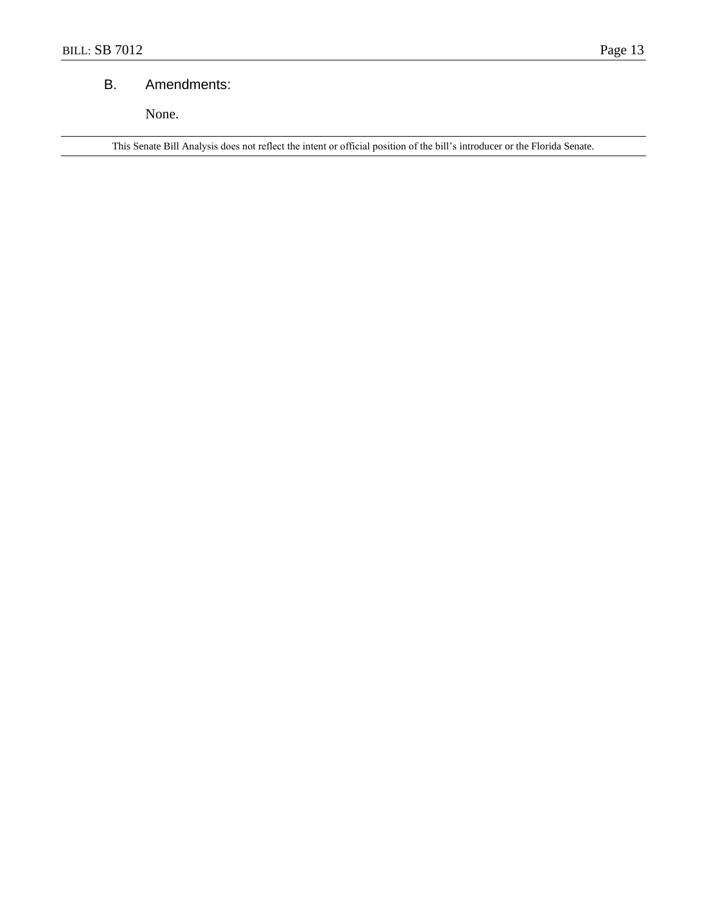### B. Amendments:

None.

---

This Senate Bill Analysis does not reflect the intent or official position of the bill's introducer or the Florida Senate.

---